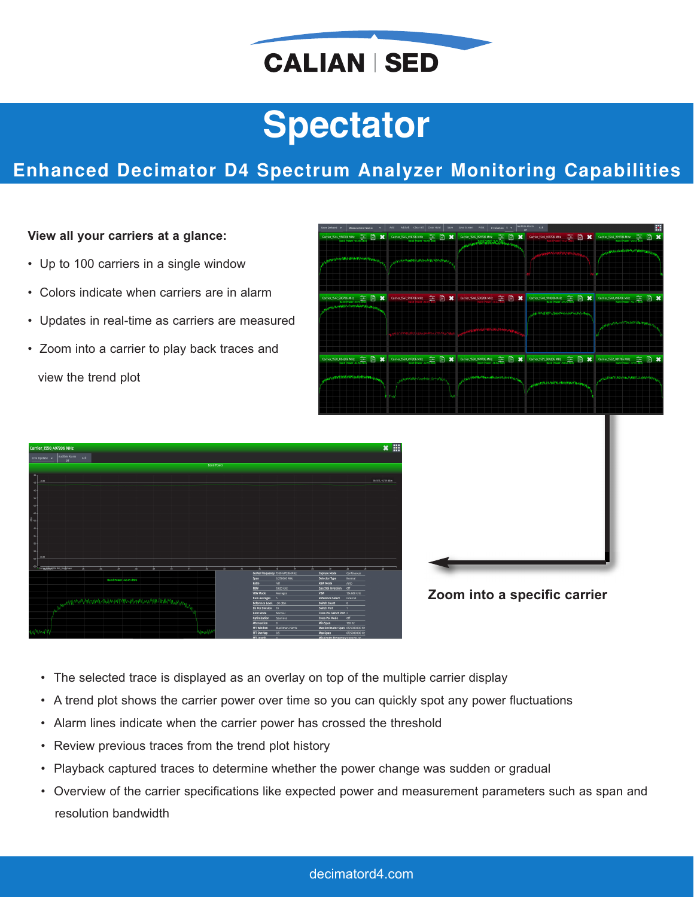# CALIAN | SED

# Spectator

## Enhanced Decimator D4 Spectrum Analyzer Monitoring Capabilities

**View all your carriers at a glance:**

- Up to 100 carriers in a single window
- Colors indicate when carriers are in alarm
- Updates in real-time as carriers are measured
- Zoom into a carrier to play back traces and view the trend plot

**Zoom into a specific carrier**

- The selected trace is displayed as an overlay on top of the multiple carrier display
- A trend plot shows the carrier power over time so you can quickly spot any power fluctuations
- Alarm lines indicate when the carrier power has crossed the threshold
- Review previous traces from the trend plot history
- Playback captured traces to determine whether the power change was sudden or gradual
- Overview of the carrier specifications like expected power and measurement parameters such as span and resolution bandwidth

decimatord4.com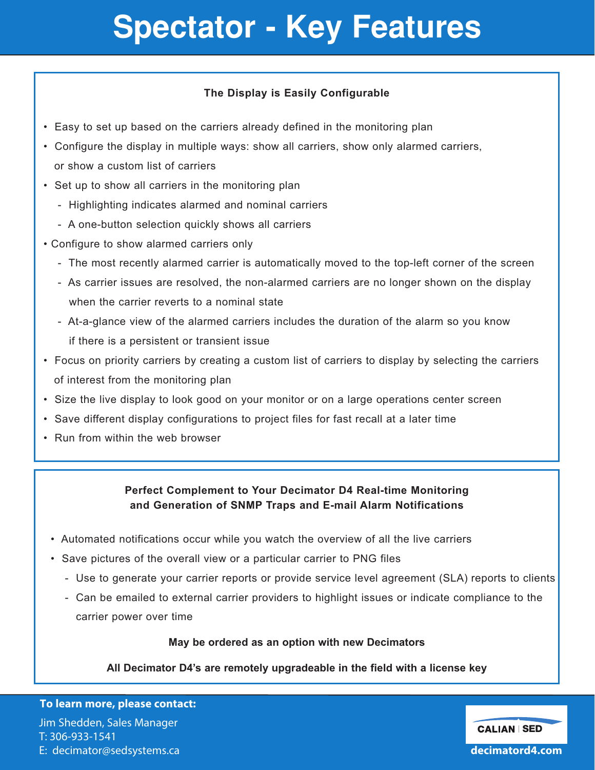# Spectator - Key Features

**The Display is Easily Configurable**

- Easy to set up based on the carriers already defined in the monitoring plan
- Configure the display in multiple ways: show all carriers, show only alarmed carriers, or show a custom list of carriers
- Set up to show all carriers in the monitoring plan
  - Highlighting indicates alarmed and nominal carriers
  - A one-button selection quickly shows all carriers
- Configure to show alarmed carriers only
  - The most recently alarmed carrier is automatically moved to the top-left corner of the screen
  - As carrier issues are resolved, the non-alarmed carriers are no longer shown on the display when the carrier reverts to a nominal state
  - At-a-glance view of the alarmed carriers includes the duration of the alarm so you know if there is a persistent or transient issue
- Focus on priority carriers by creating a custom list of carriers to display by selecting the carriers of interest from the monitoring plan
- Size the live display to look good on your monitor or on a large operations center screen
- Save different display configurations to project files for fast recall at a later time
- Run from within the web browser

**Perfect Complement to Your Decimator D4 Real-time Monitoring and Generation of SNMP Traps and E-mail Alarm Notifications**

- Automated notifications occur while you watch the overview of all the live carriers
- Save pictures of the overall view or a particular carrier to PNG files
  - Use to generate your carrier reports or provide service level agreement (SLA) reports to clients
  - Can be emailed to external carrier providers to highlight issues or indicate compliance to the carrier power over time

**May be ordered as an option with new Decimators**

**All Decimator D4's are remotely upgradeable in the field with a license key**

**To learn more, please contact:**

Jim Shedden, Sales Manager
T: 306-933-1541
E: decimator@sedsystems.ca

CALIAN | SED

decimatord4.com